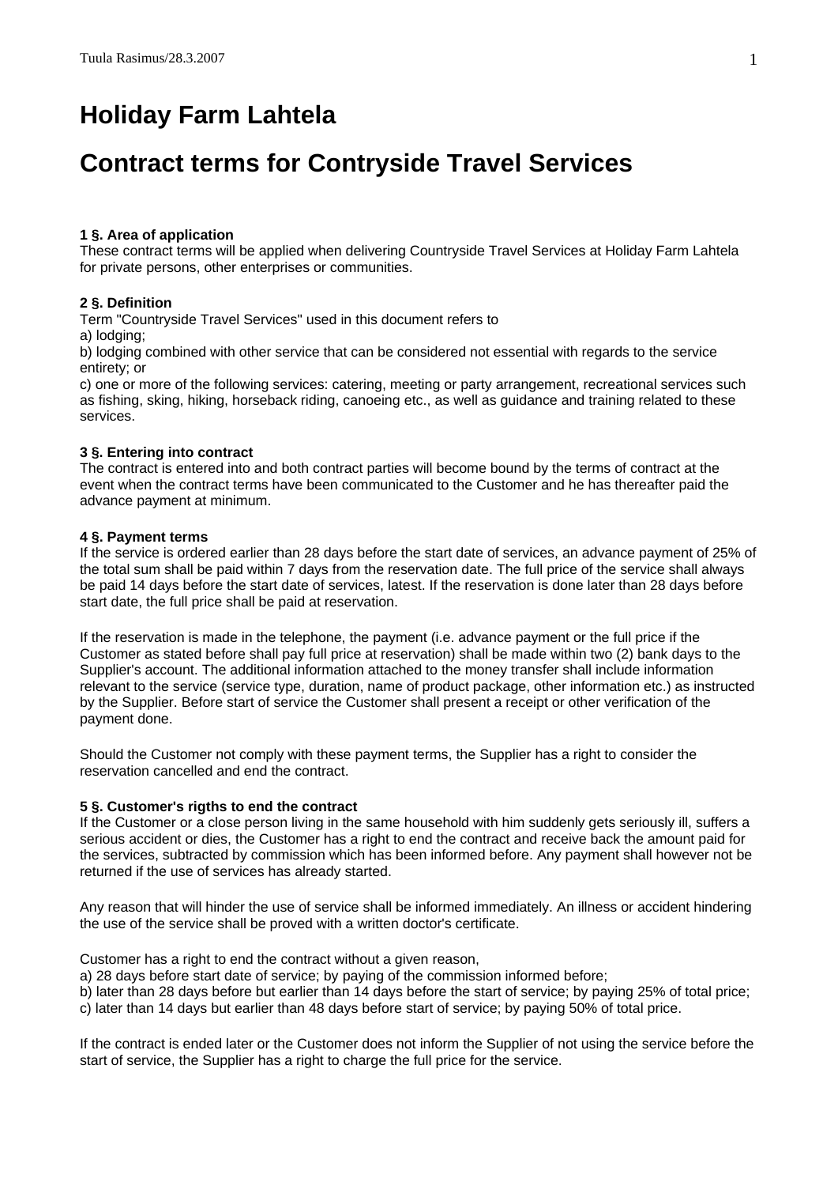# Holiday Farm Lahtela

# Contract terms for Contryside Travel Services

**1 §. Area of application**
These contract terms will be applied when delivering Countryside Travel Services at Holiday Farm Lahtela for private persons, other enterprises or communities.

**2 §. Definition**
Term "Countryside Travel Services" used in this document refers to
a) lodging;
b) lodging combined with other service that can be considered not essential with regards to the service entirety; or
c) one or more of the following services: catering, meeting or party arrangement, recreational services such as fishing, sking, hiking, horseback riding, canoeing etc., as well as guidance and training related to these services.

**3 §. Entering into contract**
The contract is entered into and both contract parties will become bound by the terms of contract at the event when the contract terms have been communicated to the Customer and he has thereafter paid the advance payment at minimum.

**4 §. Payment terms**
If the service is ordered earlier than 28 days before the start date of services, an advance payment of 25% of the total sum shall be paid within 7 days from the reservation date. The full price of the service shall always be paid 14 days before the start date of services, latest. If the reservation is done later than 28 days before start date, the full price shall be paid at reservation.

If the reservation is made in the telephone, the payment (i.e. advance payment or the full price if the Customer as stated before shall pay full price at reservation) shall be made within two (2) bank days to the Supplier's account. The additional information attached to the money transfer shall include information relevant to the service (service type, duration, name of product package, other information etc.) as instructed by the Supplier. Before start of service the Customer shall present a receipt or other verification of the payment done.

Should the Customer not comply with these payment terms, the Supplier has a right to consider the reservation cancelled and end the contract.

**5 §. Customer's rigths to end the contract**
If the Customer or a close person living in the same household with him suddenly gets seriously ill, suffers a serious accident or dies, the Customer has a right to end the contract and receive back the amount paid for the services, subtracted by commission which has been informed before. Any payment shall however not be returned if the use of services has already started.

Any reason that will hinder the use of service shall be informed immediately. An illness or accident hindering the use of the service shall be proved with a written doctor's certificate.

Customer has a right to end the contract without a given reason,
a) 28 days before start date of service; by paying of the commission informed before;
b) later than 28 days before but earlier than 14 days before the start of service; by paying 25% of total price;
c) later than 14 days but earlier than 48 days before start of service; by paying 50% of total price.

If the contract is ended later or the Customer does not inform the Supplier of not using the service before the start of service, the Supplier has a right to charge the full price for the service.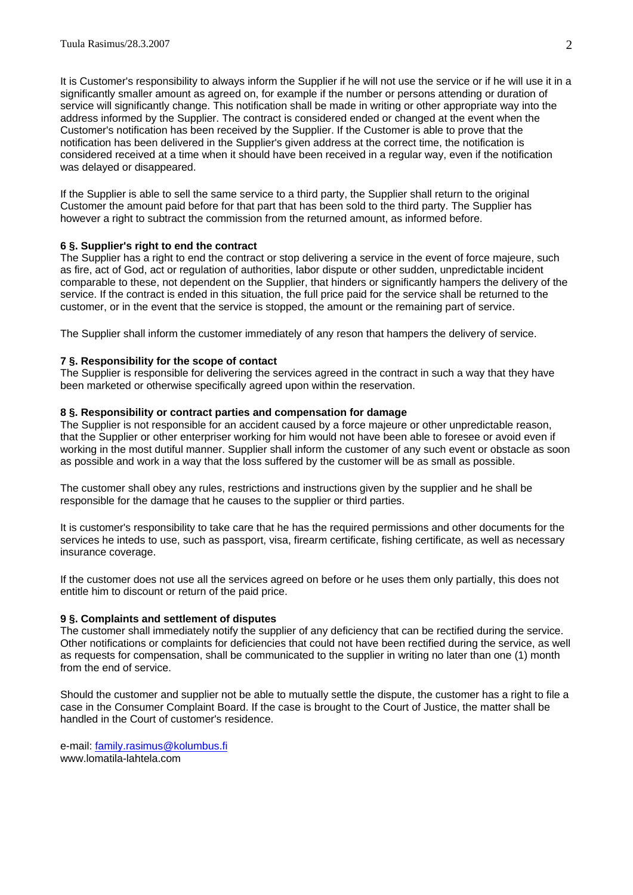It is Customer's responsibility to always inform the Supplier if he will not use the service or if he will use it in a significantly smaller amount as agreed on, for example if the number or persons attending or duration of service will significantly change. This notification shall be made in writing or other appropriate way into the address informed by the Supplier. The contract is considered ended or changed at the event when the Customer's notification has been received by the Supplier. If the Customer is able to prove that the notification has been delivered in the Supplier's given address at the correct time, the notification is considered received at a time when it should have been received in a regular way, even if the notification was delayed or disappeared.

If the Supplier is able to sell the same service to a third party, the Supplier shall return to the original Customer the amount paid before for that part that has been sold to the third party. The Supplier has however a right to subtract the commission from the returned amount, as informed before.

**6 §. Supplier's right to end the contract**

The Supplier has a right to end the contract or stop delivering a service in the event of force majeure, such as fire, act of God, act or regulation of authorities, labor dispute or other sudden, unpredictable incident comparable to these, not dependent on the Supplier, that hinders or significantly hampers the delivery of the service. If the contract is ended in this situation, the full price paid for the service shall be returned to the customer, or in the event that the service is stopped, the amount or the remaining part of service.

The Supplier shall inform the customer immediately of any reson that hampers the delivery of service.

**7 §. Responsibility for the scope of contact**

The Supplier is responsible for delivering the services agreed in the contract in such a way that they have been marketed or otherwise specifically agreed upon within the reservation.

**8 §. Responsibility or contract parties and compensation for damage**

The Supplier is not responsible for an accident caused by a force majeure or other unpredictable reason, that the Supplier or other enterpriser working for him would not have been able to foresee or avoid even if working in the most dutiful manner. Supplier shall inform the customer of any such event or obstacle as soon as possible and work in a way that the loss suffered by the customer will be as small as possible.

The customer shall obey any rules, restrictions and instructions given by the supplier and he shall be responsible for the damage that he causes to the supplier or third parties.

It is customer's responsibility to take care that he has the required permissions and other documents for the services he inteds to use, such as passport, visa, firearm certificate, fishing certificate, as well as necessary insurance coverage.

If the customer does not use all the services agreed on before or he uses them only partially, this does not entitle him to discount or return of the paid price.

**9 §. Complaints and settlement of disputes**

The customer shall immediately notify the supplier of any deficiency that can be rectified during the service. Other notifications or complaints for deficiencies that could not have been rectified during the service, as well as requests for compensation, shall be communicated to the supplier in writing no later than one (1) month from the end of service.

Should the customer and supplier not be able to mutually settle the dispute, the customer has a right to file a case in the Consumer Complaint Board. If the case is brought to the Court of Justice, the matter shall be handled in the Court of customer's residence.

e-mail: family.rasimus@kolumbus.fi
www.lomatila-lahtela.com